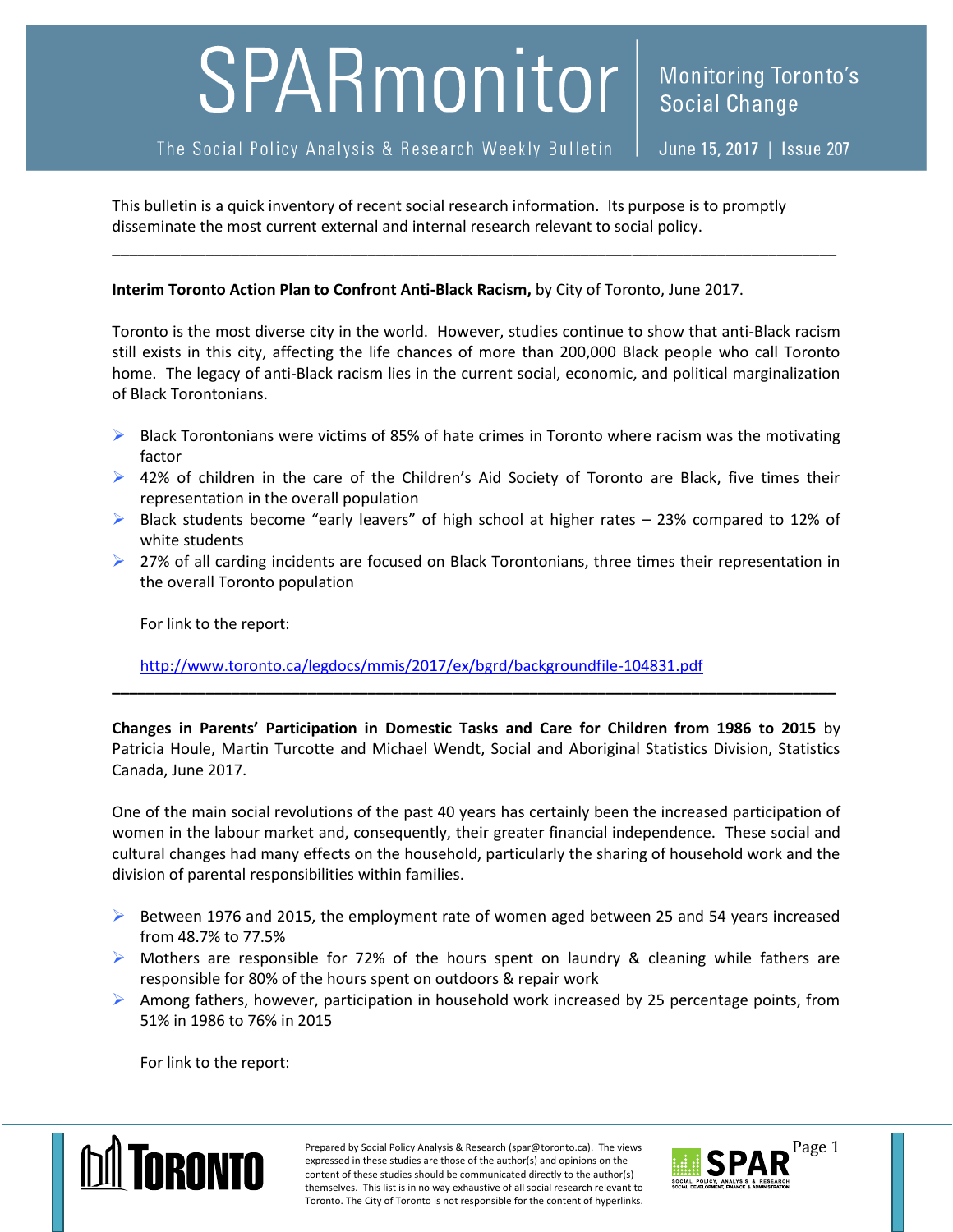# SPARmonitor

The Social Policy Analysis & Research Weekly Bulletin

Monitoring Toronto's Social Change

June 15, 2017 | Issue 207

This bulletin is a quick inventory of recent social research information. Its purpose is to promptly disseminate the most current external and internal research relevant to social policy.

---

**Interim Toronto Action Plan to Confront Anti-Black Racism,** by City of Toronto, June 2017.

Toronto is the most diverse city in the world. However, studies continue to show that anti-Black racism still exists in this city, affecting the life chances of more than 200,000 Black people who call Toronto home. The legacy of anti-Black racism lies in the current social, economic, and political marginalization of Black Torontonians.

- Black Torontonians were victims of 85% of hate crimes in Toronto where racism was the motivating factor
- 42% of children in the care of the Children's Aid Society of Toronto are Black, five times their representation in the overall population
- Black students become "early leavers" of high school at higher rates – 23% compared to 12% of white students
- 27% of all carding incidents are focused on Black Torontonians, three times their representation in the overall Toronto population

  For link to the report:

  http://www.toronto.ca/legdocs/mmis/2017/ex/bgrd/backgroundfile-104831.pdf

---

**Changes in Parents' Participation in Domestic Tasks and Care for Children from 1986 to 2015** by Patricia Houle, Martin Turcotte and Michael Wendt, Social and Aboriginal Statistics Division, Statistics Canada, June 2017.

One of the main social revolutions of the past 40 years has certainly been the increased participation of women in the labour market and, consequently, their greater financial independence. These social and cultural changes had many effects on the household, particularly the sharing of household work and the division of parental responsibilities within families.

- Between 1976 and 2015, the employment rate of women aged between 25 and 54 years increased from 48.7% to 77.5%
- Mothers are responsible for 72% of the hours spent on laundry & cleaning while fathers are responsible for 80% of the hours spent on outdoors & repair work
- Among fathers, however, participation in household work increased by 25 percentage points, from 51% in 1986 to 76% in 2015

  For link to the report:

Prepared by Social Policy Analysis & Research (spar@toronto.ca). The views expressed in these studies are those of the author(s) and opinions on the content of these studies should be communicated directly to the author(s) themselves. This list is in no way exhaustive of all social research relevant to Toronto. The City of Toronto is not responsible for the content of hyperlinks.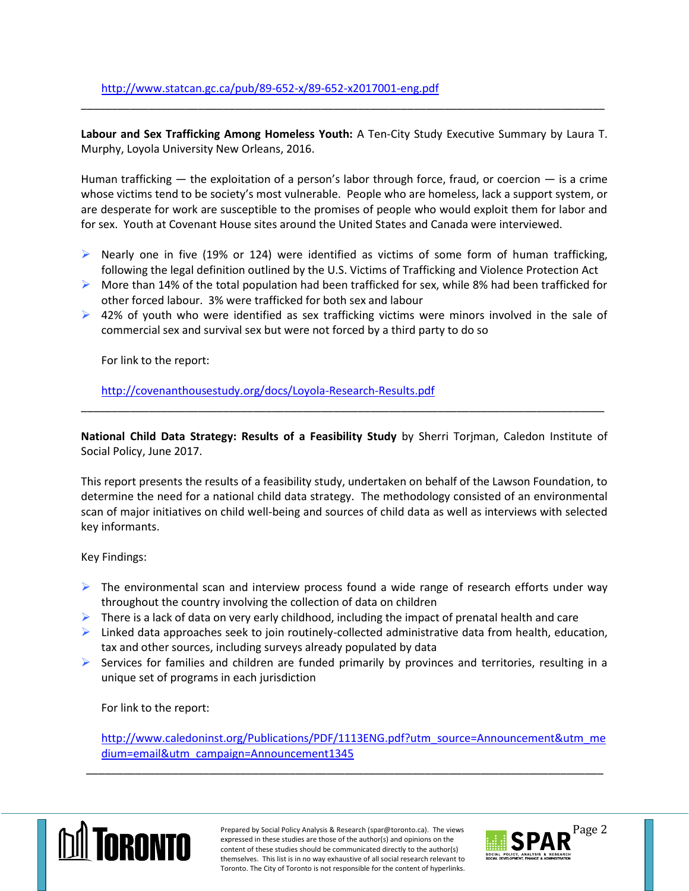http://www.statcan.gc.ca/pub/89-652-x/89-652-x2017001-eng.pdf

---

**Labour and Sex Trafficking Among Homeless Youth:** A Ten-City Study Executive Summary by Laura T. Murphy, Loyola University New Orleans, 2016.

Human trafficking — the exploitation of a person's labor through force, fraud, or coercion — is a crime whose victims tend to be society's most vulnerable. People who are homeless, lack a support system, or are desperate for work are susceptible to the promises of people who would exploit them for labor and for sex. Youth at Covenant House sites around the United States and Canada were interviewed.

- Nearly one in five (19% or 124) were identified as victims of some form of human trafficking, following the legal definition outlined by the U.S. Victims of Trafficking and Violence Protection Act
- More than 14% of the total population had been trafficked for sex, while 8% had been trafficked for other forced labour. 3% were trafficked for both sex and labour
- 42% of youth who were identified as sex trafficking victims were minors involved in the sale of commercial sex and survival sex but were not forced by a third party to do so

For link to the report:

http://covenanthousestudy.org/docs/Loyola-Research-Results.pdf

---

**National Child Data Strategy: Results of a Feasibility Study** by Sherri Torjman, Caledon Institute of Social Policy, June 2017.

This report presents the results of a feasibility study, undertaken on behalf of the Lawson Foundation, to determine the need for a national child data strategy. The methodology consisted of an environmental scan of major initiatives on child well-being and sources of child data as well as interviews with selected key informants.

Key Findings:

- The environmental scan and interview process found a wide range of research efforts under way throughout the country involving the collection of data on children
- There is a lack of data on very early childhood, including the impact of prenatal health and care
- Linked data approaches seek to join routinely-collected administrative data from health, education, tax and other sources, including surveys already populated by data
- Services for families and children are funded primarily by provinces and territories, resulting in a unique set of programs in each jurisdiction

For link to the report:

http://www.caledoninst.org/Publications/PDF/1113ENG.pdf?utm_source=Announcement&utm_medium=email&utm_campaign=Announcement1345

---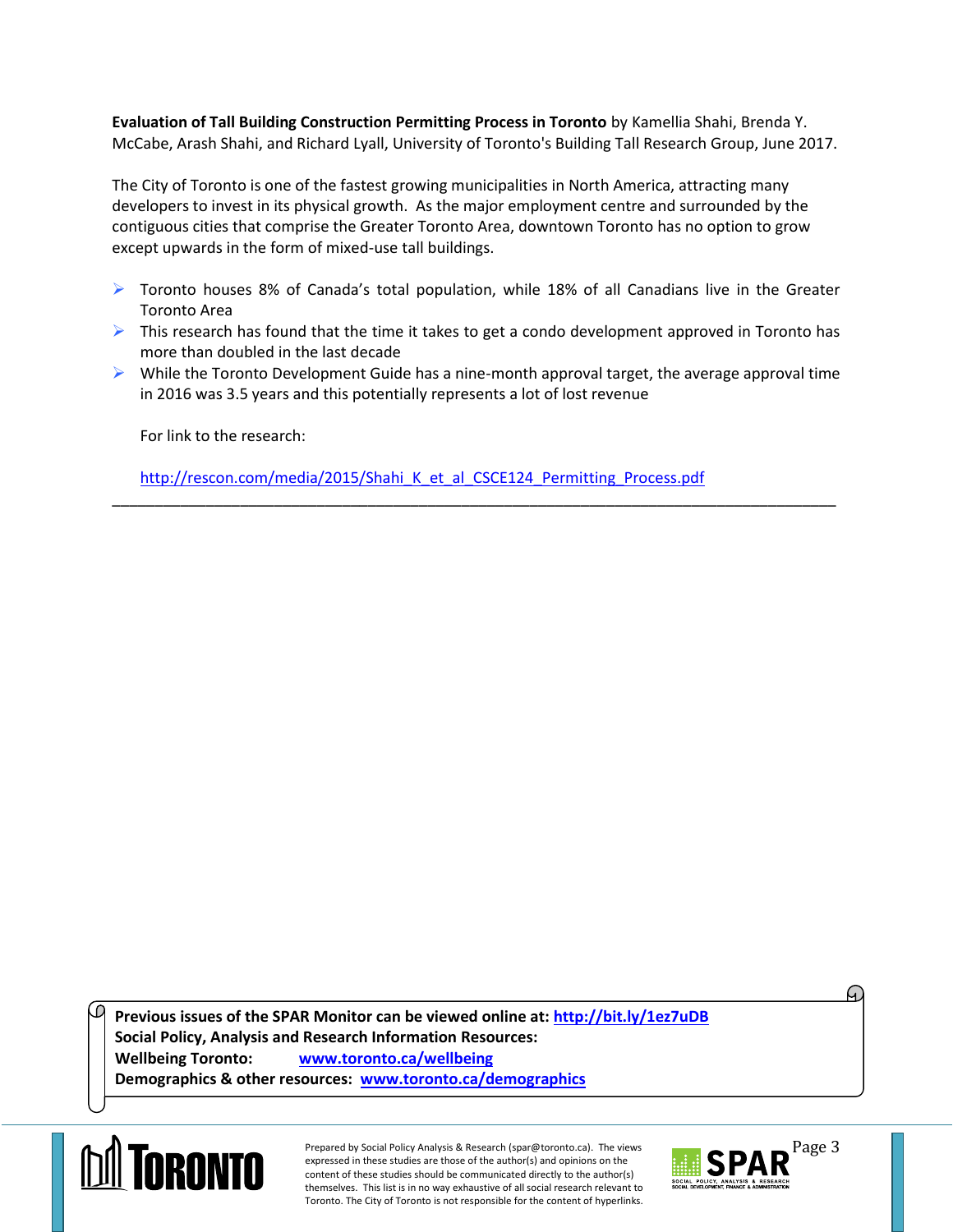**Evaluation of Tall Building Construction Permitting Process in Toronto** by Kamellia Shahi, Brenda Y. McCabe, Arash Shahi, and Richard Lyall, University of Toronto's Building Tall Research Group, June 2017.

The City of Toronto is one of the fastest growing municipalities in North America, attracting many developers to invest in its physical growth. As the major employment centre and surrounded by the contiguous cities that comprise the Greater Toronto Area, downtown Toronto has no option to grow except upwards in the form of mixed-use tall buildings.

- Toronto houses 8% of Canada's total population, while 18% of all Canadians live in the Greater Toronto Area
- This research has found that the time it takes to get a condo development approved in Toronto has more than doubled in the last decade
- While the Toronto Development Guide has a nine-month approval target, the average approval time in 2016 was 3.5 years and this potentially represents a lot of lost revenue

For link to the research:

http://rescon.com/media/2015/Shahi_K_et_al_CSCE124_Permitting_Process.pdf

---

**Previous issues of the SPAR Monitor can be viewed online at: http://bit.ly/1ez7uDB**
**Social Policy, Analysis and Research Information Resources:**
**Wellbeing Toronto: www.toronto.ca/wellbeing**
**Demographics & other resources: www.toronto.ca/demographics**

Prepared by Social Policy Analysis & Research (spar@toronto.ca). The views expressed in these studies are those of the author(s) and opinions on the content of these studies should be communicated directly to the author(s) themselves. This list is in no way exhaustive of all social research relevant to Toronto. The City of Toronto is not responsible for the content of hyperlinks.